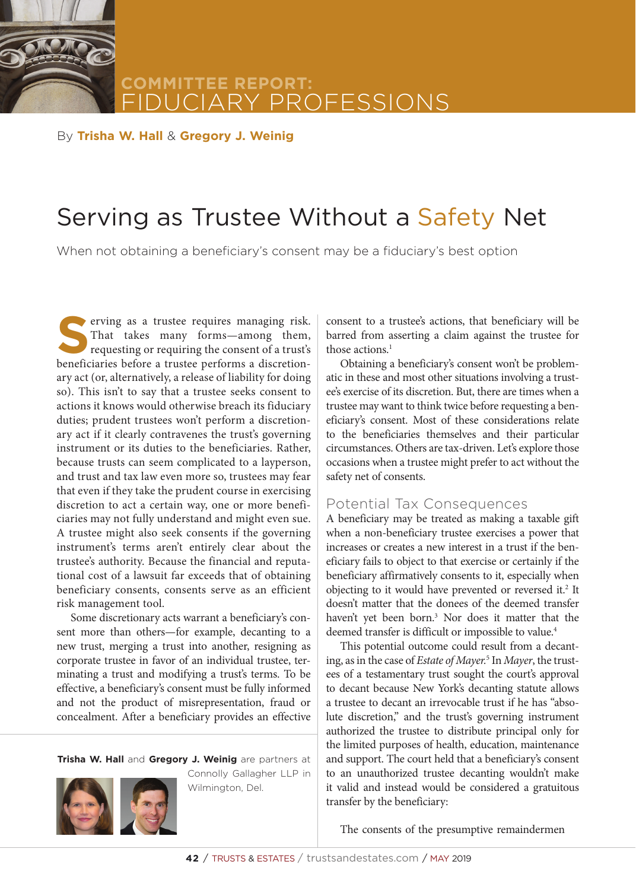COMMITTEE REPORT: FIDUCIARY PROFESSIONS

By **Trisha W. Hall** & **Gregory J. Weinig**

# Serving as Trustee Without a Safety Net

When not obtaining a beneficiary's consent may be a fiduciary's best option

Serving as a trustee requires managing risk. That takes many forms—among them, requesting or requiring the consent of a trust's beneficiaries before a trustee performs a discretionary act (or, alternatively, a release of liability for doing so). This isn't to say that a trustee seeks consent to actions it knows would otherwise breach its fiduciary duties; prudent trustees won't perform a discretionary act if it clearly contravenes the trust's governing instrument or its duties to the beneficiaries. Rather, because trusts can seem complicated to a layperson, and trust and tax law even more so, trustees may fear that even if they take the prudent course in exercising discretion to act a certain way, one or more beneficiaries may not fully understand and might even sue. A trustee might also seek consents if the governing instrument's terms aren't entirely clear about the trustee's authority. Because the financial and reputational cost of a lawsuit far exceeds that of obtaining beneficiary consents, consents serve as an efficient risk management tool.

Some discretionary acts warrant a beneficiary's consent more than others—for example, decanting to a new trust, merging a trust into another, resigning as corporate trustee in favor of an individual trustee, terminating a trust and modifying a trust's terms. To be effective, a beneficiary's consent must be fully informed and not the product of misrepresentation, fraud or concealment. After a beneficiary provides an effective consent to a trustee's actions, that beneficiary will be barred from asserting a claim against the trustee for those actions.[1]

Obtaining a beneficiary's consent won't be problematic in these and most other situations involving a trustee's exercise of its discretion. But, there are times when a trustee may want to think twice before requesting a beneficiary's consent. Most of these considerations relate to the beneficiaries themselves and their particular circumstances. Others are tax-driven. Let's explore those occasions when a trustee might prefer to act without the safety net of consents.

**Trisha W. Hall** and **Gregory J. Weinig** are partners at Connolly Gallagher LLP in Wilmington, Del.

## Potential Tax Consequences

A beneficiary may be treated as making a taxable gift when a non-beneficiary trustee exercises a power that increases or creates a new interest in a trust if the beneficiary fails to object to that exercise or certainly if the beneficiary affirmatively consents to it, especially when objecting to it would have prevented or reversed it.[2] It doesn't matter that the donees of the deemed transfer haven't yet been born.[3] Nor does it matter that the deemed transfer is difficult or impossible to value.[4]

This potential outcome could result from a decanting, as in the case of *Estate of Mayer*.[5] In *Mayer*, the trustees of a testamentary trust sought the court's approval to decant because New York's decanting statute allows a trustee to decant an irrevocable trust if he has "absolute discretion," and the trust's governing instrument authorized the trustee to distribute principal only for the limited purposes of health, education, maintenance and support. The court held that a beneficiary's consent to an unauthorized trustee decanting wouldn't make it valid and instead would be considered a gratuitous transfer by the beneficiary:

> The consents of the presumptive remaindermen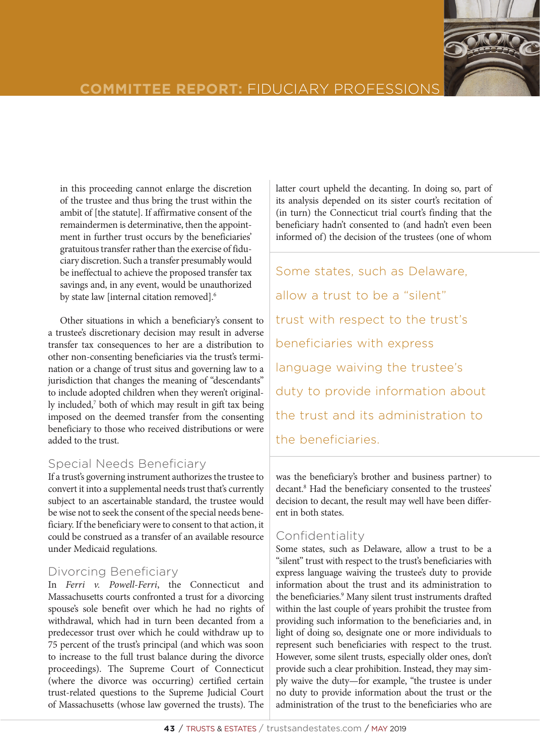in this proceeding cannot enlarge the discretion of the trustee and thus bring the trust within the ambit of [the statute]. If affirmative consent of the remaindermen is determinative, then the appointment in further trust occurs by the beneficiaries' gratuitous transfer rather than the exercise of fiduciary discretion. Such a transfer presumably would be ineffectual to achieve the proposed transfer tax savings and, in any event, would be unauthorized by state law [internal citation removed].[6]

Other situations in which a beneficiary's consent to a trustee's discretionary decision may result in adverse transfer tax consequences to her are a distribution to other non-consenting beneficiaries via the trust's termination or a change of trust situs and governing law to a jurisdiction that changes the meaning of "descendants" to include adopted children when they weren't originally included,[7] both of which may result in gift tax being imposed on the deemed transfer from the consenting beneficiary to those who received distributions or were added to the trust.

## Special Needs Beneficiary

If a trust's governing instrument authorizes the trustee to convert it into a supplemental needs trust that's currently subject to an ascertainable standard, the trustee would be wise not to seek the consent of the special needs beneficiary. If the beneficiary were to consent to that action, it could be construed as a transfer of an available resource under Medicaid regulations.

## Divorcing Beneficiary

In *Ferri v. Powell-Ferri*, the Connecticut and Massachusetts courts confronted a trust for a divorcing spouse's sole benefit over which he had no rights of withdrawal, which had in turn been decanted from a predecessor trust over which he could withdraw up to 75 percent of the trust's principal (and which was soon to increase to the full trust balance during the divorce proceedings). The Supreme Court of Connecticut (where the divorce was occurring) certified certain trust-related questions to the Supreme Judicial Court of Massachusetts (whose law governed the trusts). The latter court upheld the decanting. In doing so, part of its analysis depended on its sister court's recitation of (in turn) the Connecticut trial court's finding that the beneficiary hadn't consented to (and hadn't even been informed of) the decision of the trustees (one of whom was the beneficiary's brother and business partner) to decant.[8] Had the beneficiary consented to the trustees' decision to decant, the result may well have been different in both states.

## Confidentiality

Some states, such as Delaware, allow a trust to be a "silent" trust with respect to the trust's beneficiaries with express language waiving the trustee's duty to provide information about the trust and its administration to the beneficiaries.[9] Many silent trust instruments drafted within the last couple of years prohibit the trustee from providing such information to the beneficiaries and, in light of doing so, designate one or more individuals to represent such beneficiaries with respect to the trust. However, some silent trusts, especially older ones, don't provide such a clear prohibition. Instead, they may simply waive the duty—for example, "the trustee is under no duty to provide information about the trust or the administration of the trust to the beneficiaries who are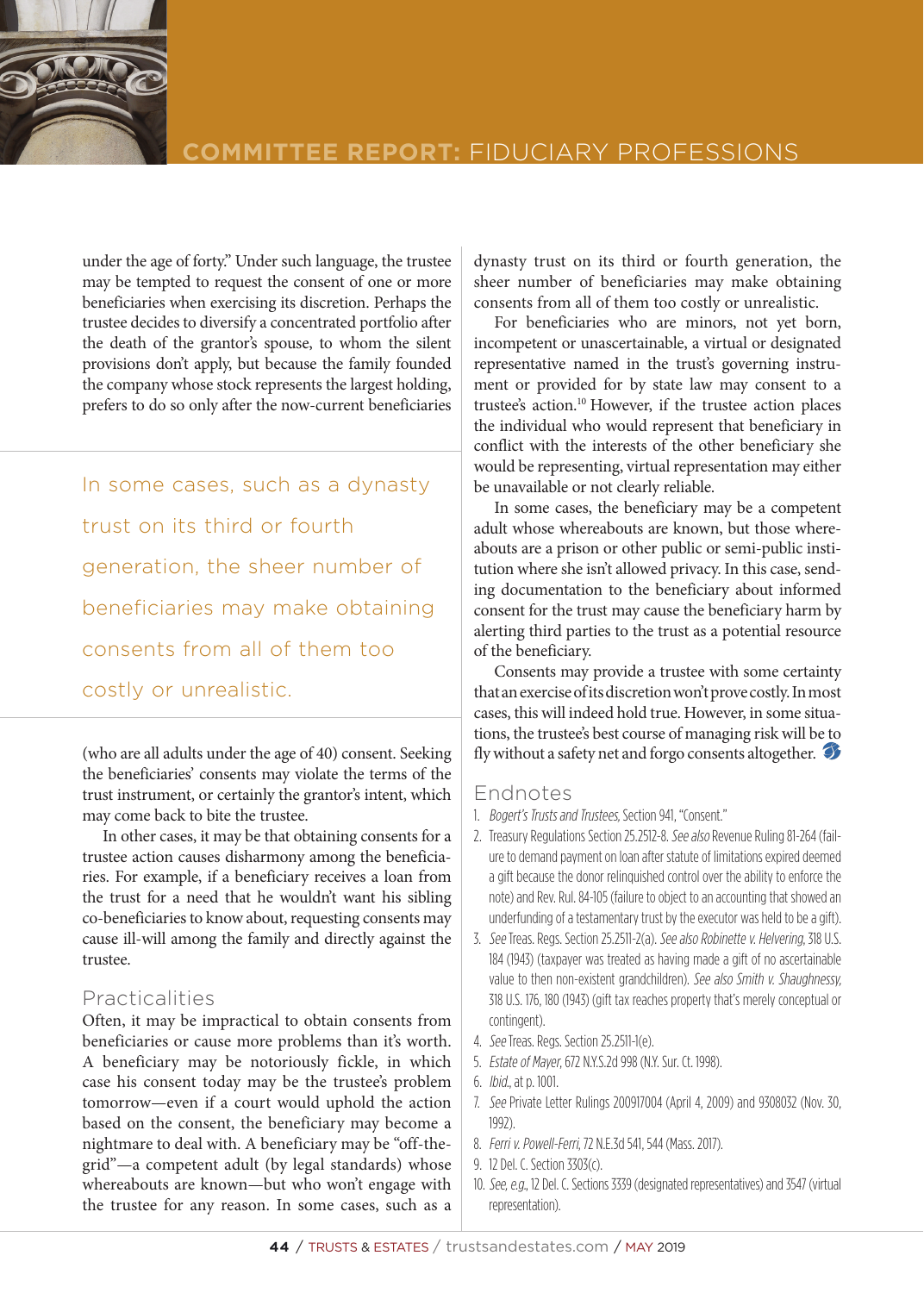under the age of forty." Under such language, the trustee may be tempted to request the consent of one or more beneficiaries when exercising its discretion. Perhaps the trustee decides to diversify a concentrated portfolio after the death of the grantor's spouse, to whom the silent provisions don't apply, but because the family founded the company whose stock represents the largest holding, prefers to do so only after the now-current beneficiaries

> In some cases, such as a dynasty trust on its third or fourth generation, the sheer number of beneficiaries may make obtaining consents from all of them too costly or unrealistic.

(who are all adults under the age of 40) consent. Seeking the beneficiaries' consents may violate the terms of the trust instrument, or certainly the grantor's intent, which may come back to bite the trustee.

In other cases, it may be that obtaining consents for a trustee action causes disharmony among the beneficiaries. For example, if a beneficiary receives a loan from the trust for a need that he wouldn't want his sibling co-beneficiaries to know about, requesting consents may cause ill-will among the family and directly against the trustee.

## Practicalities

Often, it may be impractical to obtain consents from beneficiaries or cause more problems than it's worth. A beneficiary may be notoriously fickle, in which case his consent today may be the trustee's problem tomorrow—even if a court would uphold the action based on the consent, the beneficiary may become a nightmare to deal with. A beneficiary may be "off-the-grid"—a competent adult (by legal standards) whose whereabouts are known—but who won't engage with the trustee for any reason. In some cases, such as a dynasty trust on its third or fourth generation, the sheer number of beneficiaries may make obtaining consents from all of them too costly or unrealistic.

For beneficiaries who are minors, not yet born, incompetent or unascertainable, a virtual or designated representative named in the trust's governing instrument or provided for by state law may consent to a trustee's action.[10] However, if the trustee action places the individual who would represent that beneficiary in conflict with the interests of the other beneficiary she would be representing, virtual representation may either be unavailable or not clearly reliable.

In some cases, the beneficiary may be a competent adult whose whereabouts are known, but those whereabouts are a prison or other public or semi-public institution where she isn't allowed privacy. In this case, sending documentation to the beneficiary about informed consent for the trust may cause the beneficiary harm by alerting third parties to the trust as a potential resource of the beneficiary.

Consents may provide a trustee with some certainty that an exercise of its discretion won't prove costly. In most cases, this will indeed hold true. However, in some situations, the trustee's best course of managing risk will be to fly without a safety net and forgo consents altogether.

## Endnotes

1. *Bogert's Trusts and Trustees*, Section 941, "Consent."
2. Treasury Regulations Section 25.2512-8. *See also* Revenue Ruling 81-264 (failure to demand payment on loan after statute of limitations expired deemed a gift because the donor relinquished control over the ability to enforce the note) and Rev. Rul. 84-105 (failure to object to an accounting that showed an underfunding of a testamentary trust by the executor was held to be a gift).
3. *See* Treas. Regs. Section 25.2511-2(a). *See also Robinette v. Helvering*, 318 U.S. 184 (1943) (taxpayer was treated as having made a gift of no ascertainable value to then non-existent grandchildren). *See also Smith v. Shaughnessy*, 318 U.S. 176, 180 (1943) (gift tax reaches property that's merely conceptual or contingent).
4. *See* Treas. Regs. Section 25.2511-1(e).
5. *Estate of Mayer*, 672 N.Y.S.2d 998 (N.Y. Sur. Ct. 1998).
6. *Ibid.*, at p. 1001.
7. *See* Private Letter Rulings 200917004 (April 4, 2009) and 9308032 (Nov. 30, 1992).
8. *Ferri v. Powell-Ferri*, 72 N.E.3d 541, 544 (Mass. 2017).
9. 12 Del. C. Section 3303(c).
10. *See, e.g.*, 12 Del. C. Sections 3339 (designated representatives) and 3547 (virtual representation).